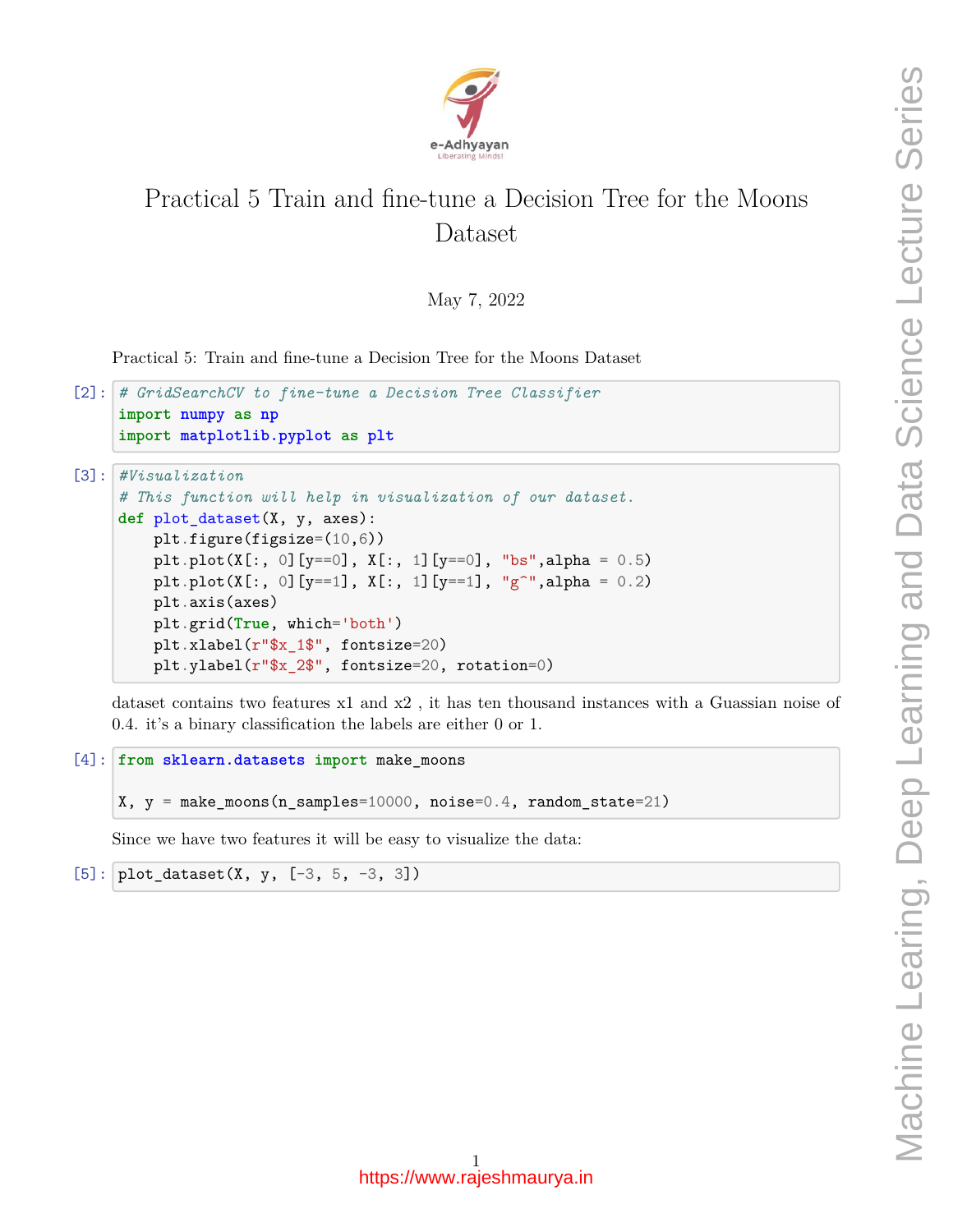# Practical 5 Train and fine-tune a Decision Tree for the Moons Dataset

May 7, 2022

Practical 5: Train and fine-tune a Decision Tree for the Moons Dataset

```python
# GridSearchCV to fine-tune a Decision Tree Classifier
import numpy as np
import matplotlib.pyplot as plt
```

```python
#Visualization
# This function will help in visualization of our dataset.
def plot_dataset(X, y, axes):
    plt.figure(figsize=(10,6))
    plt.plot(X[:, 0][y==0], X[:, 1][y==0], "bs",alpha = 0.5)
    plt.plot(X[:, 0][y==1], X[:, 1][y==1], "g^",alpha = 0.2)
    plt.axis(axes)
    plt.grid(True, which='both')
    plt.xlabel(r"$x_1$", fontsize=20)
    plt.ylabel(r"$x_2$", fontsize=20, rotation=0)
```

dataset contains two features x1 and x2 , it has ten thousand instances with a Guassian noise of 0.4. it's a binary classification the labels are either 0 or 1.

```python
from sklearn.datasets import make_moons

X, y = make_moons(n_samples=10000, noise=0.4, random_state=21)
```

Since we have two features it will be easy to visualize the data:

```python
plot_dataset(X, y, [-3, 5, -3, 3])
```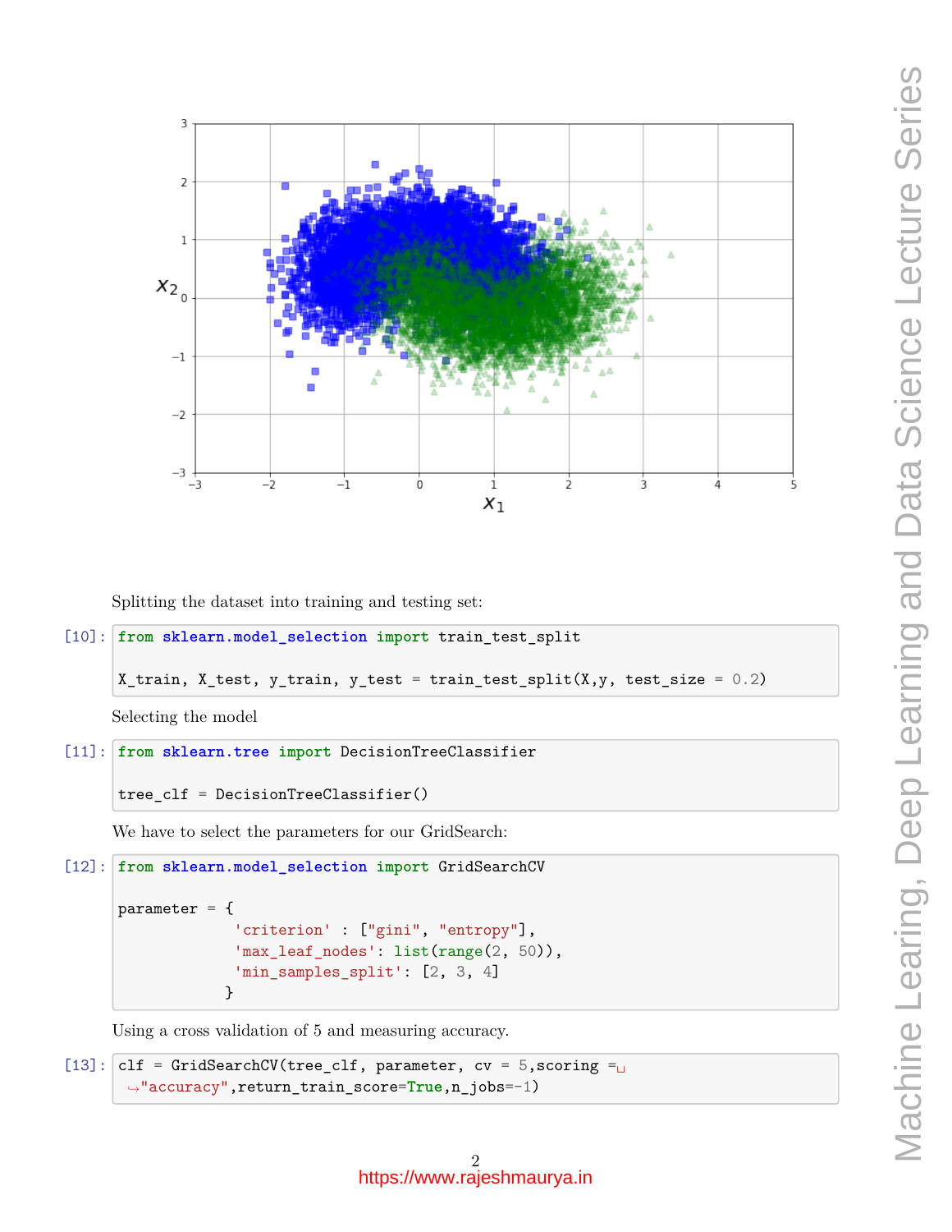Splitting the dataset into training and testing set:

```
[10]: from sklearn.model_selection import train_test_split

X_train, X_test, y_train, y_test = train_test_split(X,y, test_size = 0.2)
```

Selecting the model

```
[11]: from sklearn.tree import DecisionTreeClassifier

tree_clf = DecisionTreeClassifier()
```

We have to select the parameters for our GridSearch:

```
[12]: from sklearn.model_selection import GridSearchCV

parameter = {
            'criterion' : ["gini", "entropy"],
            'max_leaf_nodes': list(range(2, 50)),
            'min_samples_split': [2, 3, 4]
           }
```

Using a cross validation of 5 and measuring accuracy.

```
[13]: clf = GridSearchCV(tree_clf, parameter, cv = 5,scoring = "accuracy",return_train_score=True,n_jobs=-1)
```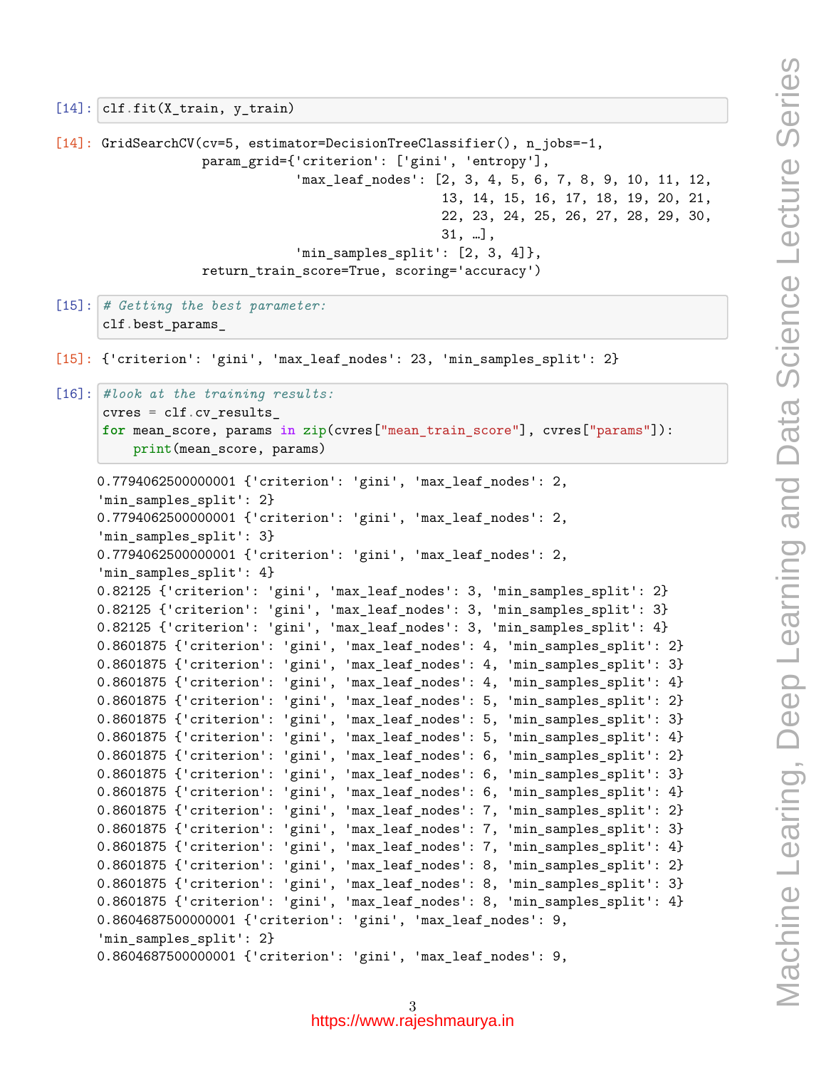```python
[14]: clf.fit(X_train, y_train)
```

```
[14]: GridSearchCV(cv=5, estimator=DecisionTreeClassifier(), n_jobs=-1,
                   param_grid={'criterion': ['gini', 'entropy'],
                               'max_leaf_nodes': [2, 3, 4, 5, 6, 7, 8, 9, 10, 11, 12,
                                                  13, 14, 15, 16, 17, 18, 19, 20, 21,
                                                  22, 23, 24, 25, 26, 27, 28, 29, 30,
                                                  31, …],
                               'min_samples_split': [2, 3, 4]},
                   return_train_score=True, scoring='accuracy')
```

```python
[15]: # Getting the best parameter:
      clf.best_params_
```

```
[15]: {'criterion': 'gini', 'max_leaf_nodes': 23, 'min_samples_split': 2}
```

```python
[16]: #look at the training results:
      cvres = clf.cv_results_
      for mean_score, params in zip(cvres["mean_train_score"], cvres["params"]):
          print(mean_score, params)
```

```
0.7794062500000001 {'criterion': 'gini', 'max_leaf_nodes': 2,
'min_samples_split': 2}
0.7794062500000001 {'criterion': 'gini', 'max_leaf_nodes': 2,
'min_samples_split': 3}
0.7794062500000001 {'criterion': 'gini', 'max_leaf_nodes': 2,
'min_samples_split': 4}
0.82125 {'criterion': 'gini', 'max_leaf_nodes': 3, 'min_samples_split': 2}
0.82125 {'criterion': 'gini', 'max_leaf_nodes': 3, 'min_samples_split': 3}
0.82125 {'criterion': 'gini', 'max_leaf_nodes': 3, 'min_samples_split': 4}
0.8601875 {'criterion': 'gini', 'max_leaf_nodes': 4, 'min_samples_split': 2}
0.8601875 {'criterion': 'gini', 'max_leaf_nodes': 4, 'min_samples_split': 3}
0.8601875 {'criterion': 'gini', 'max_leaf_nodes': 4, 'min_samples_split': 4}
0.8601875 {'criterion': 'gini', 'max_leaf_nodes': 5, 'min_samples_split': 2}
0.8601875 {'criterion': 'gini', 'max_leaf_nodes': 5, 'min_samples_split': 3}
0.8601875 {'criterion': 'gini', 'max_leaf_nodes': 5, 'min_samples_split': 4}
0.8601875 {'criterion': 'gini', 'max_leaf_nodes': 6, 'min_samples_split': 2}
0.8601875 {'criterion': 'gini', 'max_leaf_nodes': 6, 'min_samples_split': 3}
0.8601875 {'criterion': 'gini', 'max_leaf_nodes': 6, 'min_samples_split': 4}
0.8601875 {'criterion': 'gini', 'max_leaf_nodes': 7, 'min_samples_split': 2}
0.8601875 {'criterion': 'gini', 'max_leaf_nodes': 7, 'min_samples_split': 3}
0.8601875 {'criterion': 'gini', 'max_leaf_nodes': 7, 'min_samples_split': 4}
0.8601875 {'criterion': 'gini', 'max_leaf_nodes': 8, 'min_samples_split': 2}
0.8601875 {'criterion': 'gini', 'max_leaf_nodes': 8, 'min_samples_split': 3}
0.8601875 {'criterion': 'gini', 'max_leaf_nodes': 8, 'min_samples_split': 4}
0.8604687500000001 {'criterion': 'gini', 'max_leaf_nodes': 9,
'min_samples_split': 2}
0.8604687500000001 {'criterion': 'gini', 'max_leaf_nodes': 9,
```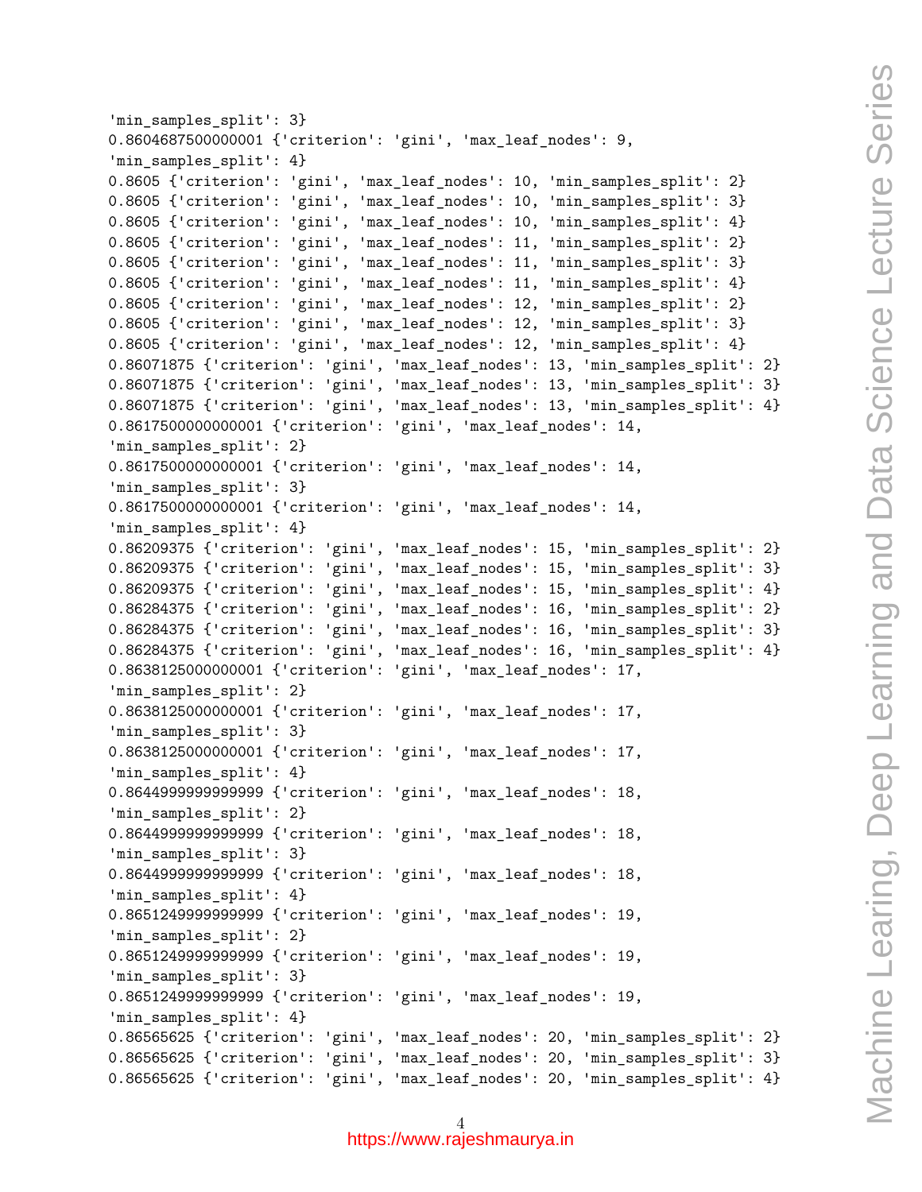```
'min_samples_split': 3}
0.8604687500000001 {'criterion': 'gini', 'max_leaf_nodes': 9,
'min_samples_split': 4}
0.8605 {'criterion': 'gini', 'max_leaf_nodes': 10, 'min_samples_split': 2}
0.8605 {'criterion': 'gini', 'max_leaf_nodes': 10, 'min_samples_split': 3}
0.8605 {'criterion': 'gini', 'max_leaf_nodes': 10, 'min_samples_split': 4}
0.8605 {'criterion': 'gini', 'max_leaf_nodes': 11, 'min_samples_split': 2}
0.8605 {'criterion': 'gini', 'max_leaf_nodes': 11, 'min_samples_split': 3}
0.8605 {'criterion': 'gini', 'max_leaf_nodes': 11, 'min_samples_split': 4}
0.8605 {'criterion': 'gini', 'max_leaf_nodes': 12, 'min_samples_split': 2}
0.8605 {'criterion': 'gini', 'max_leaf_nodes': 12, 'min_samples_split': 3}
0.8605 {'criterion': 'gini', 'max_leaf_nodes': 12, 'min_samples_split': 4}
0.86071875 {'criterion': 'gini', 'max_leaf_nodes': 13, 'min_samples_split': 2}
0.86071875 {'criterion': 'gini', 'max_leaf_nodes': 13, 'min_samples_split': 3}
0.86071875 {'criterion': 'gini', 'max_leaf_nodes': 13, 'min_samples_split': 4}
0.8617500000000001 {'criterion': 'gini', 'max_leaf_nodes': 14,
'min_samples_split': 2}
0.8617500000000001 {'criterion': 'gini', 'max_leaf_nodes': 14,
'min_samples_split': 3}
0.8617500000000001 {'criterion': 'gini', 'max_leaf_nodes': 14,
'min_samples_split': 4}
0.86209375 {'criterion': 'gini', 'max_leaf_nodes': 15, 'min_samples_split': 2}
0.86209375 {'criterion': 'gini', 'max_leaf_nodes': 15, 'min_samples_split': 3}
0.86209375 {'criterion': 'gini', 'max_leaf_nodes': 15, 'min_samples_split': 4}
0.86284375 {'criterion': 'gini', 'max_leaf_nodes': 16, 'min_samples_split': 2}
0.86284375 {'criterion': 'gini', 'max_leaf_nodes': 16, 'min_samples_split': 3}
0.86284375 {'criterion': 'gini', 'max_leaf_nodes': 16, 'min_samples_split': 4}
0.8638125000000001 {'criterion': 'gini', 'max_leaf_nodes': 17,
'min_samples_split': 2}
0.8638125000000001 {'criterion': 'gini', 'max_leaf_nodes': 17,
'min_samples_split': 3}
0.8638125000000001 {'criterion': 'gini', 'max_leaf_nodes': 17,
'min_samples_split': 4}
0.8644999999999999 {'criterion': 'gini', 'max_leaf_nodes': 18,
'min_samples_split': 2}
0.8644999999999999 {'criterion': 'gini', 'max_leaf_nodes': 18,
'min_samples_split': 3}
0.8644999999999999 {'criterion': 'gini', 'max_leaf_nodes': 18,
'min_samples_split': 4}
0.8651249999999999 {'criterion': 'gini', 'max_leaf_nodes': 19,
'min_samples_split': 2}
0.8651249999999999 {'criterion': 'gini', 'max_leaf_nodes': 19,
'min_samples_split': 3}
0.8651249999999999 {'criterion': 'gini', 'max_leaf_nodes': 19,
'min_samples_split': 4}
0.86565625 {'criterion': 'gini', 'max_leaf_nodes': 20, 'min_samples_split': 2}
0.86565625 {'criterion': 'gini', 'max_leaf_nodes': 20, 'min_samples_split': 3}
0.86565625 {'criterion': 'gini', 'max_leaf_nodes': 20, 'min_samples_split': 4}
```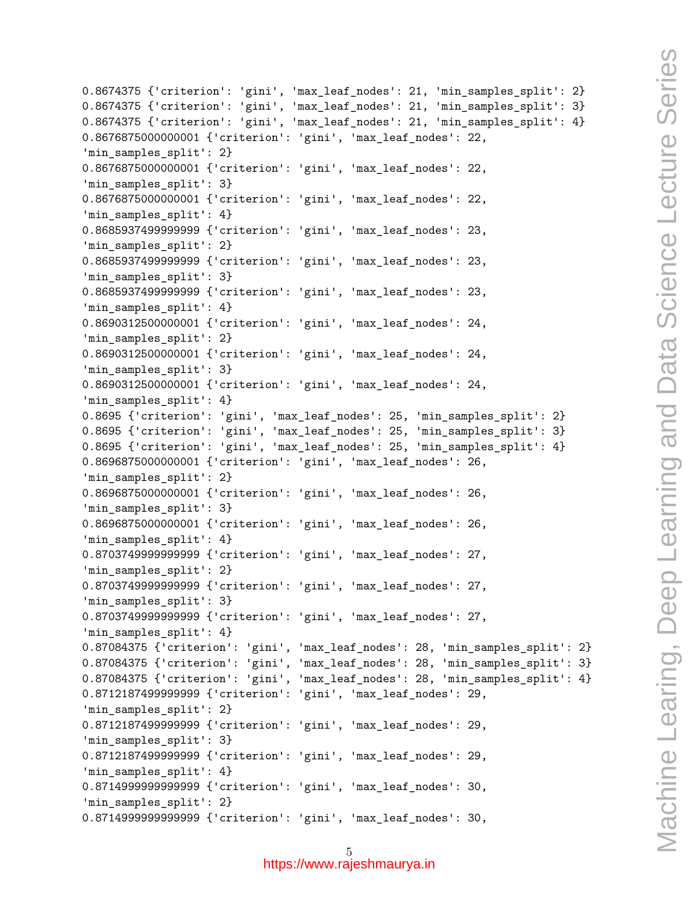```
0.8674375 {'criterion': 'gini', 'max_leaf_nodes': 21, 'min_samples_split': 2}
0.8674375 {'criterion': 'gini', 'max_leaf_nodes': 21, 'min_samples_split': 3}
0.8674375 {'criterion': 'gini', 'max_leaf_nodes': 21, 'min_samples_split': 4}
0.8676875000000001 {'criterion': 'gini', 'max_leaf_nodes': 22,
'min_samples_split': 2}
0.8676875000000001 {'criterion': 'gini', 'max_leaf_nodes': 22,
'min_samples_split': 3}
0.8676875000000001 {'criterion': 'gini', 'max_leaf_nodes': 22,
'min_samples_split': 4}
0.8685937499999999 {'criterion': 'gini', 'max_leaf_nodes': 23,
'min_samples_split': 2}
0.8685937499999999 {'criterion': 'gini', 'max_leaf_nodes': 23,
'min_samples_split': 3}
0.8685937499999999 {'criterion': 'gini', 'max_leaf_nodes': 23,
'min_samples_split': 4}
0.8690312500000001 {'criterion': 'gini', 'max_leaf_nodes': 24,
'min_samples_split': 2}
0.8690312500000001 {'criterion': 'gini', 'max_leaf_nodes': 24,
'min_samples_split': 3}
0.8690312500000001 {'criterion': 'gini', 'max_leaf_nodes': 24,
'min_samples_split': 4}
0.8695 {'criterion': 'gini', 'max_leaf_nodes': 25, 'min_samples_split': 2}
0.8695 {'criterion': 'gini', 'max_leaf_nodes': 25, 'min_samples_split': 3}
0.8695 {'criterion': 'gini', 'max_leaf_nodes': 25, 'min_samples_split': 4}
0.8696875000000001 {'criterion': 'gini', 'max_leaf_nodes': 26,
'min_samples_split': 2}
0.8696875000000001 {'criterion': 'gini', 'max_leaf_nodes': 26,
'min_samples_split': 3}
0.8696875000000001 {'criterion': 'gini', 'max_leaf_nodes': 26,
'min_samples_split': 4}
0.8703749999999999 {'criterion': 'gini', 'max_leaf_nodes': 27,
'min_samples_split': 2}
0.8703749999999999 {'criterion': 'gini', 'max_leaf_nodes': 27,
'min_samples_split': 3}
0.8703749999999999 {'criterion': 'gini', 'max_leaf_nodes': 27,
'min_samples_split': 4}
0.87084375 {'criterion': 'gini', 'max_leaf_nodes': 28, 'min_samples_split': 2}
0.87084375 {'criterion': 'gini', 'max_leaf_nodes': 28, 'min_samples_split': 3}
0.87084375 {'criterion': 'gini', 'max_leaf_nodes': 28, 'min_samples_split': 4}
0.8712187499999999 {'criterion': 'gini', 'max_leaf_nodes': 29,
'min_samples_split': 2}
0.8712187499999999 {'criterion': 'gini', 'max_leaf_nodes': 29,
'min_samples_split': 3}
0.8712187499999999 {'criterion': 'gini', 'max_leaf_nodes': 29,
'min_samples_split': 4}
0.8714999999999999 {'criterion': 'gini', 'max_leaf_nodes': 30,
'min_samples_split': 2}
0.8714999999999999 {'criterion': 'gini', 'max_leaf_nodes': 30,
```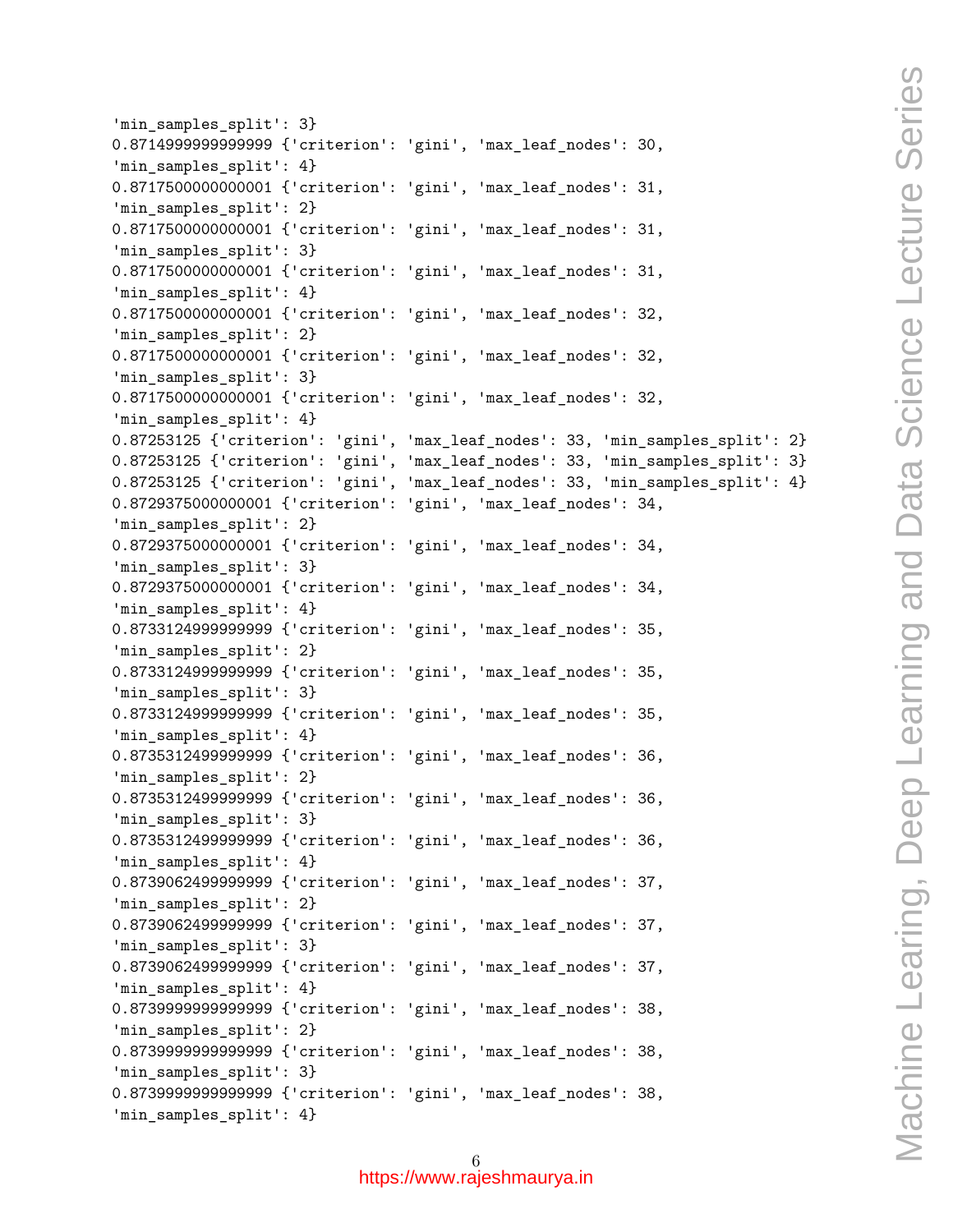```
'min_samples_split': 3}
0.8714999999999999 {'criterion': 'gini', 'max_leaf_nodes': 30,
'min_samples_split': 4}
0.8717500000000001 {'criterion': 'gini', 'max_leaf_nodes': 31,
'min_samples_split': 2}
0.8717500000000001 {'criterion': 'gini', 'max_leaf_nodes': 31,
'min_samples_split': 3}
0.8717500000000001 {'criterion': 'gini', 'max_leaf_nodes': 31,
'min_samples_split': 4}
0.8717500000000001 {'criterion': 'gini', 'max_leaf_nodes': 32,
'min_samples_split': 2}
0.8717500000000001 {'criterion': 'gini', 'max_leaf_nodes': 32,
'min_samples_split': 3}
0.8717500000000001 {'criterion': 'gini', 'max_leaf_nodes': 32,
'min_samples_split': 4}
0.87253125 {'criterion': 'gini', 'max_leaf_nodes': 33, 'min_samples_split': 2}
0.87253125 {'criterion': 'gini', 'max_leaf_nodes': 33, 'min_samples_split': 3}
0.87253125 {'criterion': 'gini', 'max_leaf_nodes': 33, 'min_samples_split': 4}
0.8729375000000001 {'criterion': 'gini', 'max_leaf_nodes': 34,
'min_samples_split': 2}
0.8729375000000001 {'criterion': 'gini', 'max_leaf_nodes': 34,
'min_samples_split': 3}
0.8729375000000001 {'criterion': 'gini', 'max_leaf_nodes': 34,
'min_samples_split': 4}
0.8733124999999999 {'criterion': 'gini', 'max_leaf_nodes': 35,
'min_samples_split': 2}
0.8733124999999999 {'criterion': 'gini', 'max_leaf_nodes': 35,
'min_samples_split': 3}
0.8733124999999999 {'criterion': 'gini', 'max_leaf_nodes': 35,
'min_samples_split': 4}
0.8735312499999999 {'criterion': 'gini', 'max_leaf_nodes': 36,
'min_samples_split': 2}
0.8735312499999999 {'criterion': 'gini', 'max_leaf_nodes': 36,
'min_samples_split': 3}
0.8735312499999999 {'criterion': 'gini', 'max_leaf_nodes': 36,
'min_samples_split': 4}
0.8739062499999999 {'criterion': 'gini', 'max_leaf_nodes': 37,
'min_samples_split': 2}
0.8739062499999999 {'criterion': 'gini', 'max_leaf_nodes': 37,
'min_samples_split': 3}
0.8739062499999999 {'criterion': 'gini', 'max_leaf_nodes': 37,
'min_samples_split': 4}
0.8739999999999999 {'criterion': 'gini', 'max_leaf_nodes': 38,
'min_samples_split': 2}
0.8739999999999999 {'criterion': 'gini', 'max_leaf_nodes': 38,
'min_samples_split': 3}
0.8739999999999999 {'criterion': 'gini', 'max_leaf_nodes': 38,
'min_samples_split': 4}
```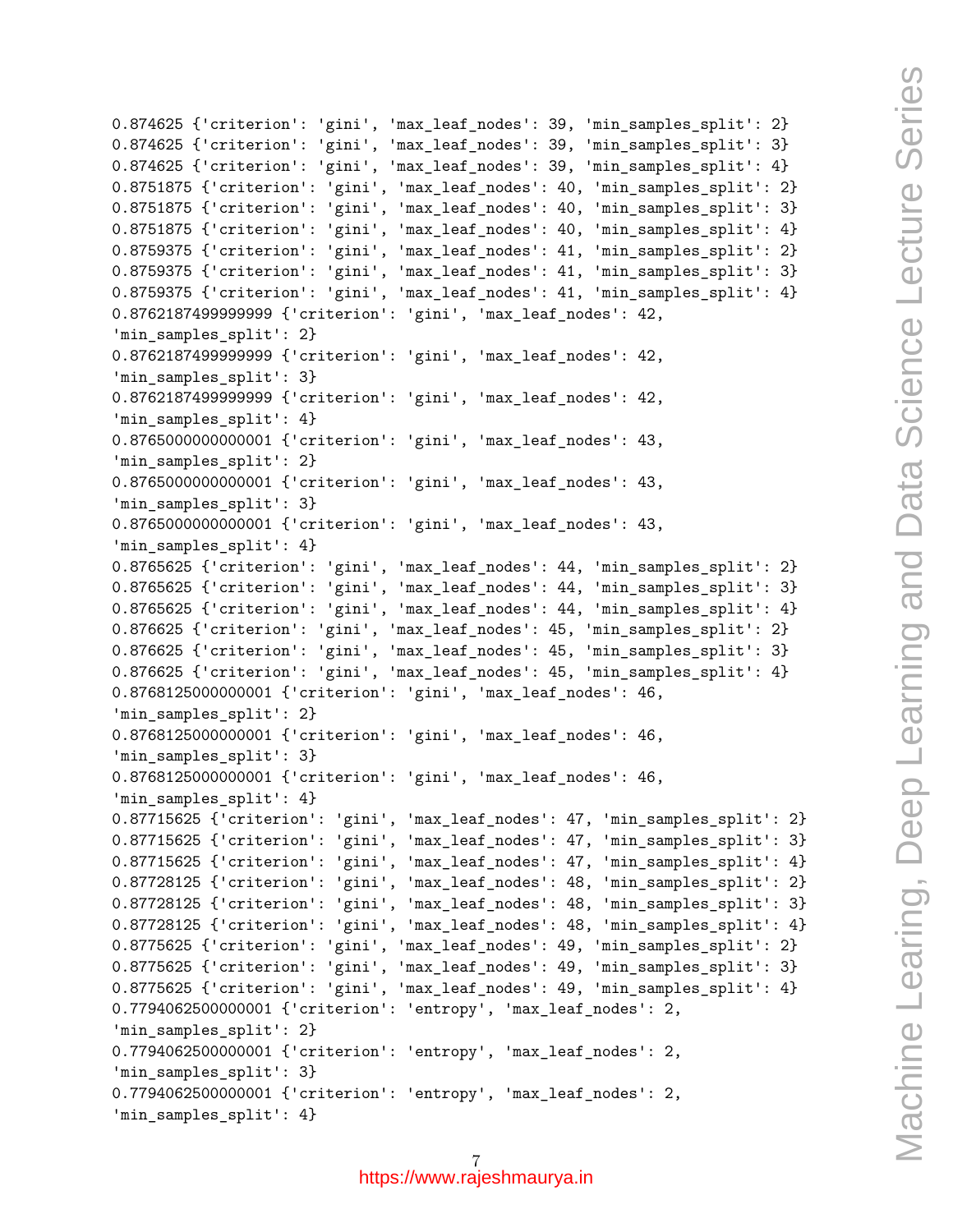```
0.874625 {'criterion': 'gini', 'max_leaf_nodes': 39, 'min_samples_split': 2}
0.874625 {'criterion': 'gini', 'max_leaf_nodes': 39, 'min_samples_split': 3}
0.874625 {'criterion': 'gini', 'max_leaf_nodes': 39, 'min_samples_split': 4}
0.8751875 {'criterion': 'gini', 'max_leaf_nodes': 40, 'min_samples_split': 2}
0.8751875 {'criterion': 'gini', 'max_leaf_nodes': 40, 'min_samples_split': 3}
0.8751875 {'criterion': 'gini', 'max_leaf_nodes': 40, 'min_samples_split': 4}
0.8759375 {'criterion': 'gini', 'max_leaf_nodes': 41, 'min_samples_split': 2}
0.8759375 {'criterion': 'gini', 'max_leaf_nodes': 41, 'min_samples_split': 3}
0.8759375 {'criterion': 'gini', 'max_leaf_nodes': 41, 'min_samples_split': 4}
0.8762187499999999 {'criterion': 'gini', 'max_leaf_nodes': 42,
'min_samples_split': 2}
0.8762187499999999 {'criterion': 'gini', 'max_leaf_nodes': 42,
'min_samples_split': 3}
0.8762187499999999 {'criterion': 'gini', 'max_leaf_nodes': 42,
'min_samples_split': 4}
0.8765000000000001 {'criterion': 'gini', 'max_leaf_nodes': 43,
'min_samples_split': 2}
0.8765000000000001 {'criterion': 'gini', 'max_leaf_nodes': 43,
'min_samples_split': 3}
0.8765000000000001 {'criterion': 'gini', 'max_leaf_nodes': 43,
'min_samples_split': 4}
0.8765625 {'criterion': 'gini', 'max_leaf_nodes': 44, 'min_samples_split': 2}
0.8765625 {'criterion': 'gini', 'max_leaf_nodes': 44, 'min_samples_split': 3}
0.8765625 {'criterion': 'gini', 'max_leaf_nodes': 44, 'min_samples_split': 4}
0.876625 {'criterion': 'gini', 'max_leaf_nodes': 45, 'min_samples_split': 2}
0.876625 {'criterion': 'gini', 'max_leaf_nodes': 45, 'min_samples_split': 3}
0.876625 {'criterion': 'gini', 'max_leaf_nodes': 45, 'min_samples_split': 4}
0.8768125000000001 {'criterion': 'gini', 'max_leaf_nodes': 46,
'min_samples_split': 2}
0.8768125000000001 {'criterion': 'gini', 'max_leaf_nodes': 46,
'min_samples_split': 3}
0.8768125000000001 {'criterion': 'gini', 'max_leaf_nodes': 46,
'min_samples_split': 4}
0.87715625 {'criterion': 'gini', 'max_leaf_nodes': 47, 'min_samples_split': 2}
0.87715625 {'criterion': 'gini', 'max_leaf_nodes': 47, 'min_samples_split': 3}
0.87715625 {'criterion': 'gini', 'max_leaf_nodes': 47, 'min_samples_split': 4}
0.87728125 {'criterion': 'gini', 'max_leaf_nodes': 48, 'min_samples_split': 2}
0.87728125 {'criterion': 'gini', 'max_leaf_nodes': 48, 'min_samples_split': 3}
0.87728125 {'criterion': 'gini', 'max_leaf_nodes': 48, 'min_samples_split': 4}
0.8775625 {'criterion': 'gini', 'max_leaf_nodes': 49, 'min_samples_split': 2}
0.8775625 {'criterion': 'gini', 'max_leaf_nodes': 49, 'min_samples_split': 3}
0.8775625 {'criterion': 'gini', 'max_leaf_nodes': 49, 'min_samples_split': 4}
0.7794062500000001 {'criterion': 'entropy', 'max_leaf_nodes': 2,
'min_samples_split': 2}
0.7794062500000001 {'criterion': 'entropy', 'max_leaf_nodes': 2,
'min_samples_split': 3}
0.7794062500000001 {'criterion': 'entropy', 'max_leaf_nodes': 2,
'min_samples_split': 4}
```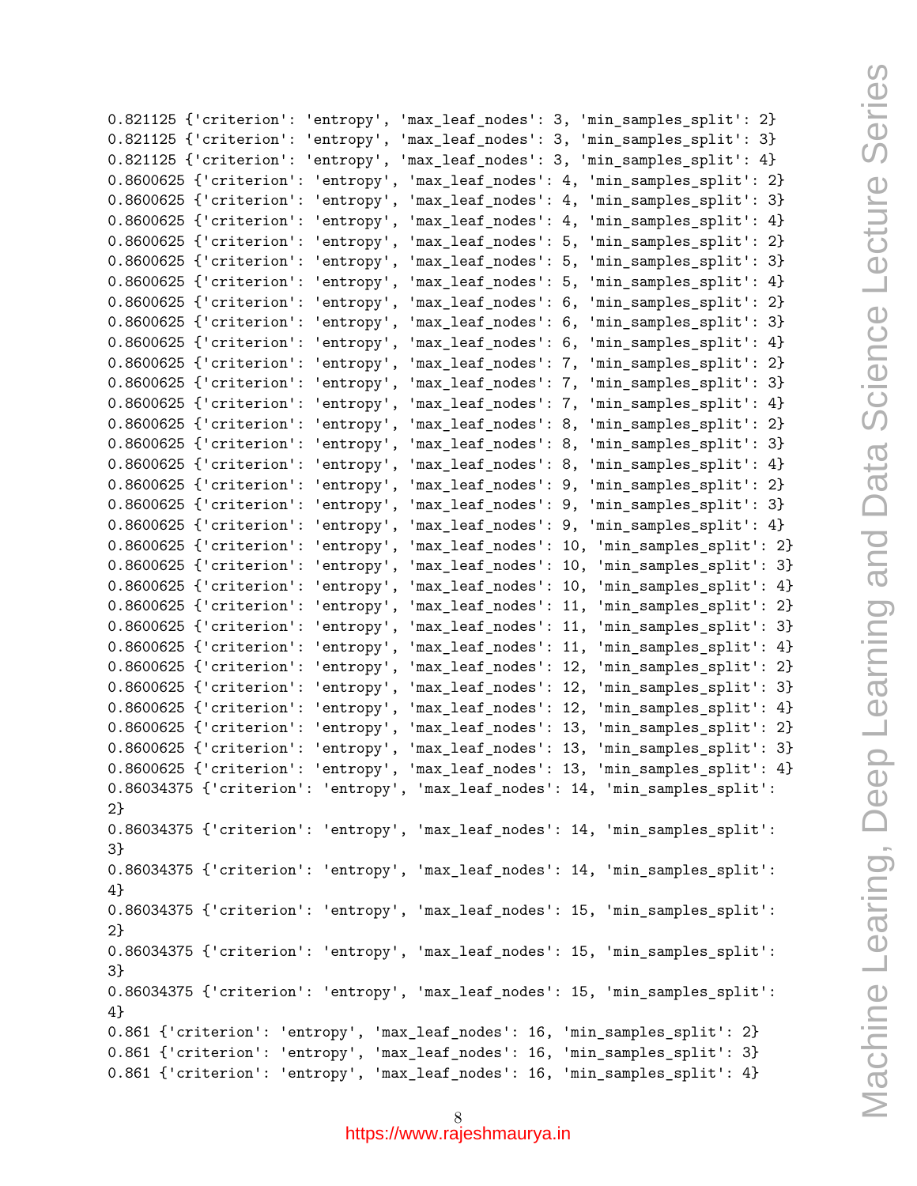```
0.821125 {'criterion': 'entropy', 'max_leaf_nodes': 3, 'min_samples_split': 2}
0.821125 {'criterion': 'entropy', 'max_leaf_nodes': 3, 'min_samples_split': 3}
0.821125 {'criterion': 'entropy', 'max_leaf_nodes': 3, 'min_samples_split': 4}
0.8600625 {'criterion': 'entropy', 'max_leaf_nodes': 4, 'min_samples_split': 2}
0.8600625 {'criterion': 'entropy', 'max_leaf_nodes': 4, 'min_samples_split': 3}
0.8600625 {'criterion': 'entropy', 'max_leaf_nodes': 4, 'min_samples_split': 4}
0.8600625 {'criterion': 'entropy', 'max_leaf_nodes': 5, 'min_samples_split': 2}
0.8600625 {'criterion': 'entropy', 'max_leaf_nodes': 5, 'min_samples_split': 3}
0.8600625 {'criterion': 'entropy', 'max_leaf_nodes': 5, 'min_samples_split': 4}
0.8600625 {'criterion': 'entropy', 'max_leaf_nodes': 6, 'min_samples_split': 2}
0.8600625 {'criterion': 'entropy', 'max_leaf_nodes': 6, 'min_samples_split': 3}
0.8600625 {'criterion': 'entropy', 'max_leaf_nodes': 6, 'min_samples_split': 4}
0.8600625 {'criterion': 'entropy', 'max_leaf_nodes': 7, 'min_samples_split': 2}
0.8600625 {'criterion': 'entropy', 'max_leaf_nodes': 7, 'min_samples_split': 3}
0.8600625 {'criterion': 'entropy', 'max_leaf_nodes': 7, 'min_samples_split': 4}
0.8600625 {'criterion': 'entropy', 'max_leaf_nodes': 8, 'min_samples_split': 2}
0.8600625 {'criterion': 'entropy', 'max_leaf_nodes': 8, 'min_samples_split': 3}
0.8600625 {'criterion': 'entropy', 'max_leaf_nodes': 8, 'min_samples_split': 4}
0.8600625 {'criterion': 'entropy', 'max_leaf_nodes': 9, 'min_samples_split': 2}
0.8600625 {'criterion': 'entropy', 'max_leaf_nodes': 9, 'min_samples_split': 3}
0.8600625 {'criterion': 'entropy', 'max_leaf_nodes': 9, 'min_samples_split': 4}
0.8600625 {'criterion': 'entropy', 'max_leaf_nodes': 10, 'min_samples_split': 2}
0.8600625 {'criterion': 'entropy', 'max_leaf_nodes': 10, 'min_samples_split': 3}
0.8600625 {'criterion': 'entropy', 'max_leaf_nodes': 10, 'min_samples_split': 4}
0.8600625 {'criterion': 'entropy', 'max_leaf_nodes': 11, 'min_samples_split': 2}
0.8600625 {'criterion': 'entropy', 'max_leaf_nodes': 11, 'min_samples_split': 3}
0.8600625 {'criterion': 'entropy', 'max_leaf_nodes': 11, 'min_samples_split': 4}
0.8600625 {'criterion': 'entropy', 'max_leaf_nodes': 12, 'min_samples_split': 2}
0.8600625 {'criterion': 'entropy', 'max_leaf_nodes': 12, 'min_samples_split': 3}
0.8600625 {'criterion': 'entropy', 'max_leaf_nodes': 12, 'min_samples_split': 4}
0.8600625 {'criterion': 'entropy', 'max_leaf_nodes': 13, 'min_samples_split': 2}
0.8600625 {'criterion': 'entropy', 'max_leaf_nodes': 13, 'min_samples_split': 3}
0.8600625 {'criterion': 'entropy', 'max_leaf_nodes': 13, 'min_samples_split': 4}
0.86034375 {'criterion': 'entropy', 'max_leaf_nodes': 14, 'min_samples_split':
2}
0.86034375 {'criterion': 'entropy', 'max_leaf_nodes': 14, 'min_samples_split':
3}
0.86034375 {'criterion': 'entropy', 'max_leaf_nodes': 14, 'min_samples_split':
4}
0.86034375 {'criterion': 'entropy', 'max_leaf_nodes': 15, 'min_samples_split':
2}
0.86034375 {'criterion': 'entropy', 'max_leaf_nodes': 15, 'min_samples_split':
3}
0.86034375 {'criterion': 'entropy', 'max_leaf_nodes': 15, 'min_samples_split':
4}
0.861 {'criterion': 'entropy', 'max_leaf_nodes': 16, 'min_samples_split': 2}
0.861 {'criterion': 'entropy', 'max_leaf_nodes': 16, 'min_samples_split': 3}
0.861 {'criterion': 'entropy', 'max_leaf_nodes': 16, 'min_samples_split': 4}
```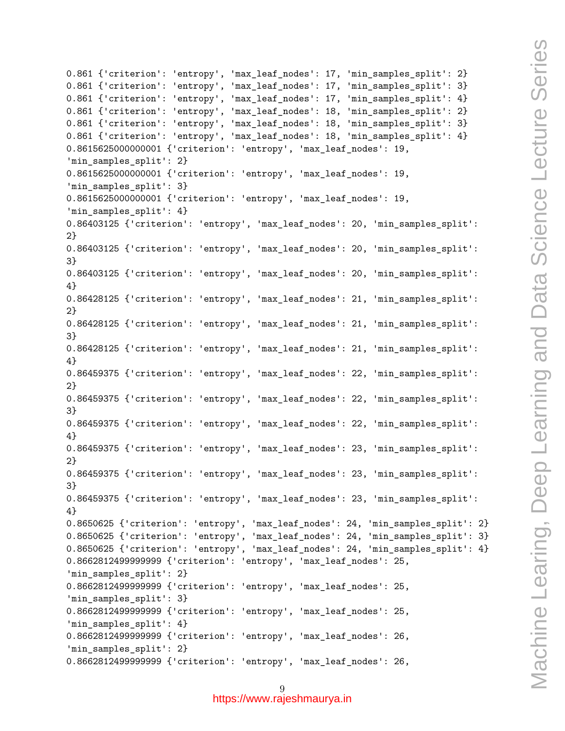```
0.861 {'criterion': 'entropy', 'max_leaf_nodes': 17, 'min_samples_split': 2}
0.861 {'criterion': 'entropy', 'max_leaf_nodes': 17, 'min_samples_split': 3}
0.861 {'criterion': 'entropy', 'max_leaf_nodes': 17, 'min_samples_split': 4}
0.861 {'criterion': 'entropy', 'max_leaf_nodes': 18, 'min_samples_split': 2}
0.861 {'criterion': 'entropy', 'max_leaf_nodes': 18, 'min_samples_split': 3}
0.861 {'criterion': 'entropy', 'max_leaf_nodes': 18, 'min_samples_split': 4}
0.8615625000000001 {'criterion': 'entropy', 'max_leaf_nodes': 19,
'min_samples_split': 2}
0.8615625000000001 {'criterion': 'entropy', 'max_leaf_nodes': 19,
'min_samples_split': 3}
0.8615625000000001 {'criterion': 'entropy', 'max_leaf_nodes': 19,
'min_samples_split': 4}
0.86403125 {'criterion': 'entropy', 'max_leaf_nodes': 20, 'min_samples_split':
2}
0.86403125 {'criterion': 'entropy', 'max_leaf_nodes': 20, 'min_samples_split':
3}
0.86403125 {'criterion': 'entropy', 'max_leaf_nodes': 20, 'min_samples_split':
4}
0.86428125 {'criterion': 'entropy', 'max_leaf_nodes': 21, 'min_samples_split':
2}
0.86428125 {'criterion': 'entropy', 'max_leaf_nodes': 21, 'min_samples_split':
3}
0.86428125 {'criterion': 'entropy', 'max_leaf_nodes': 21, 'min_samples_split':
4}
0.86459375 {'criterion': 'entropy', 'max_leaf_nodes': 22, 'min_samples_split':
2}
0.86459375 {'criterion': 'entropy', 'max_leaf_nodes': 22, 'min_samples_split':
3}
0.86459375 {'criterion': 'entropy', 'max_leaf_nodes': 22, 'min_samples_split':
4}
0.86459375 {'criterion': 'entropy', 'max_leaf_nodes': 23, 'min_samples_split':
2}
0.86459375 {'criterion': 'entropy', 'max_leaf_nodes': 23, 'min_samples_split':
3}
0.86459375 {'criterion': 'entropy', 'max_leaf_nodes': 23, 'min_samples_split':
4}
0.8650625 {'criterion': 'entropy', 'max_leaf_nodes': 24, 'min_samples_split': 2}
0.8650625 {'criterion': 'entropy', 'max_leaf_nodes': 24, 'min_samples_split': 3}
0.8650625 {'criterion': 'entropy', 'max_leaf_nodes': 24, 'min_samples_split': 4}
0.8662812499999999 {'criterion': 'entropy', 'max_leaf_nodes': 25,
'min_samples_split': 2}
0.8662812499999999 {'criterion': 'entropy', 'max_leaf_nodes': 25,
'min_samples_split': 3}
0.8662812499999999 {'criterion': 'entropy', 'max_leaf_nodes': 25,
'min_samples_split': 4}
0.8662812499999999 {'criterion': 'entropy', 'max_leaf_nodes': 26,
'min_samples_split': 2}
0.8662812499999999 {'criterion': 'entropy', 'max_leaf_nodes': 26,
```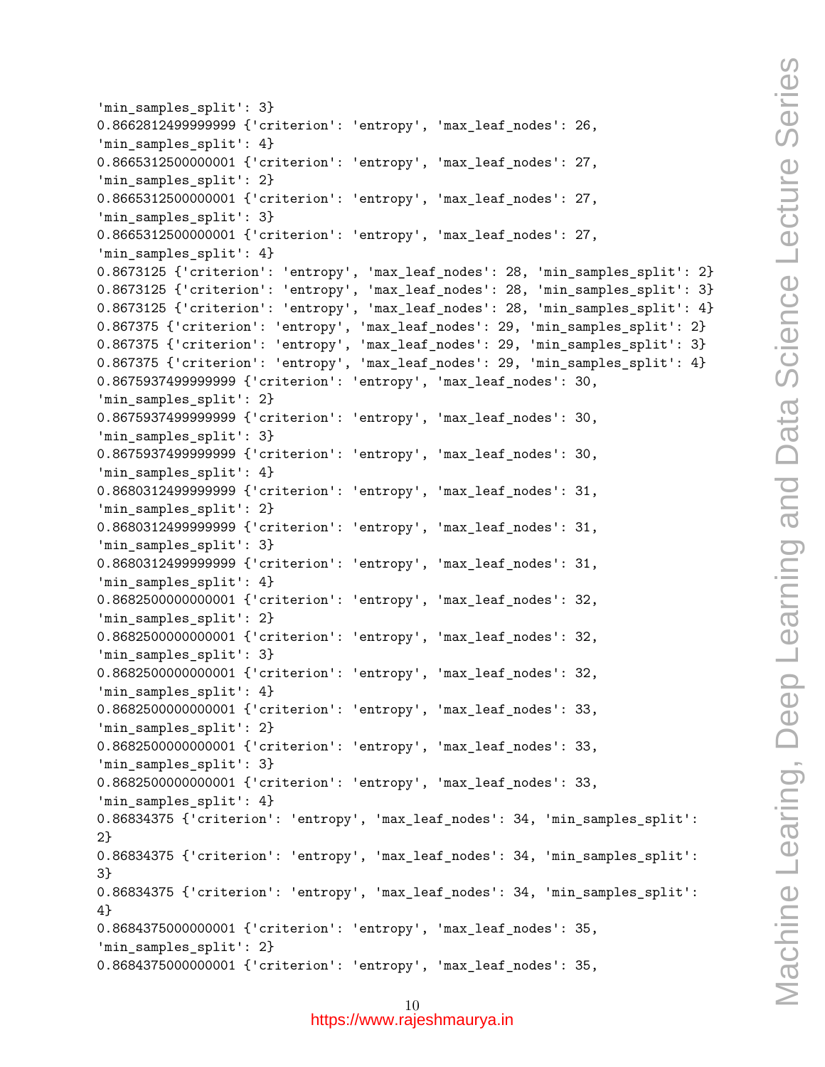```
'min_samples_split': 3}
0.8662812499999999 {'criterion': 'entropy', 'max_leaf_nodes': 26,
'min_samples_split': 4}
0.8665312500000001 {'criterion': 'entropy', 'max_leaf_nodes': 27,
'min_samples_split': 2}
0.8665312500000001 {'criterion': 'entropy', 'max_leaf_nodes': 27,
'min_samples_split': 3}
0.8665312500000001 {'criterion': 'entropy', 'max_leaf_nodes': 27,
'min_samples_split': 4}
0.8673125 {'criterion': 'entropy', 'max_leaf_nodes': 28, 'min_samples_split': 2}
0.8673125 {'criterion': 'entropy', 'max_leaf_nodes': 28, 'min_samples_split': 3}
0.8673125 {'criterion': 'entropy', 'max_leaf_nodes': 28, 'min_samples_split': 4}
0.867375 {'criterion': 'entropy', 'max_leaf_nodes': 29, 'min_samples_split': 2}
0.867375 {'criterion': 'entropy', 'max_leaf_nodes': 29, 'min_samples_split': 3}
0.867375 {'criterion': 'entropy', 'max_leaf_nodes': 29, 'min_samples_split': 4}
0.8675937499999999 {'criterion': 'entropy', 'max_leaf_nodes': 30,
'min_samples_split': 2}
0.8675937499999999 {'criterion': 'entropy', 'max_leaf_nodes': 30,
'min_samples_split': 3}
0.8675937499999999 {'criterion': 'entropy', 'max_leaf_nodes': 30,
'min_samples_split': 4}
0.8680312499999999 {'criterion': 'entropy', 'max_leaf_nodes': 31,
'min_samples_split': 2}
0.8680312499999999 {'criterion': 'entropy', 'max_leaf_nodes': 31,
'min_samples_split': 3}
0.8680312499999999 {'criterion': 'entropy', 'max_leaf_nodes': 31,
'min_samples_split': 4}
0.8682500000000001 {'criterion': 'entropy', 'max_leaf_nodes': 32,
'min_samples_split': 2}
0.8682500000000001 {'criterion': 'entropy', 'max_leaf_nodes': 32,
'min_samples_split': 3}
0.8682500000000001 {'criterion': 'entropy', 'max_leaf_nodes': 32,
'min_samples_split': 4}
0.8682500000000001 {'criterion': 'entropy', 'max_leaf_nodes': 33,
'min_samples_split': 2}
0.8682500000000001 {'criterion': 'entropy', 'max_leaf_nodes': 33,
'min_samples_split': 3}
0.8682500000000001 {'criterion': 'entropy', 'max_leaf_nodes': 33,
'min_samples_split': 4}
0.86834375 {'criterion': 'entropy', 'max_leaf_nodes': 34, 'min_samples_split':
2}
0.86834375 {'criterion': 'entropy', 'max_leaf_nodes': 34, 'min_samples_split':
3}
0.86834375 {'criterion': 'entropy', 'max_leaf_nodes': 34, 'min_samples_split':
4}
0.8684375000000001 {'criterion': 'entropy', 'max_leaf_nodes': 35,
'min_samples_split': 2}
0.8684375000000001 {'criterion': 'entropy', 'max_leaf_nodes': 35,
```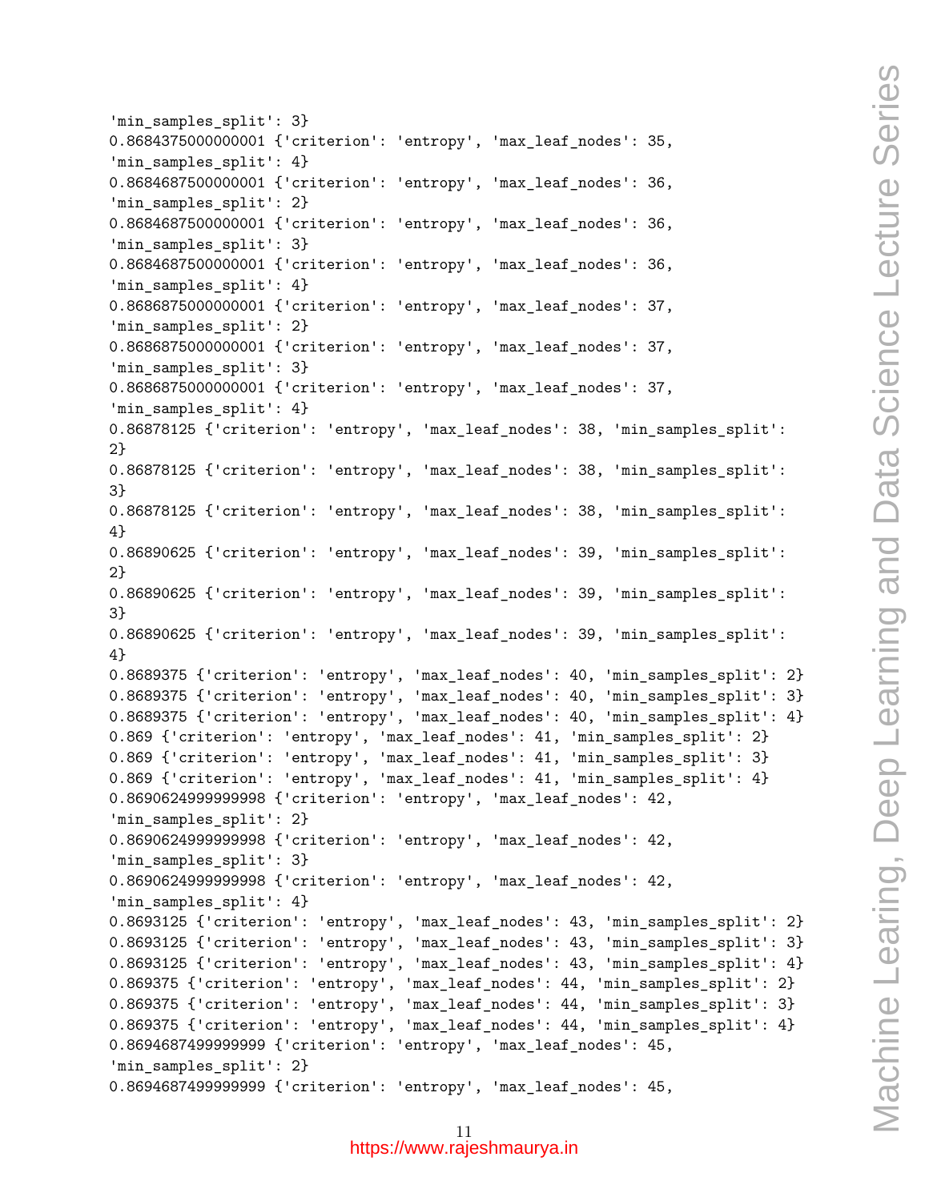```
'min_samples_split': 3}
0.8684375000000001 {'criterion': 'entropy', 'max_leaf_nodes': 35,
'min_samples_split': 4}
0.8684687500000001 {'criterion': 'entropy', 'max_leaf_nodes': 36,
'min_samples_split': 2}
0.8684687500000001 {'criterion': 'entropy', 'max_leaf_nodes': 36,
'min_samples_split': 3}
0.8684687500000001 {'criterion': 'entropy', 'max_leaf_nodes': 36,
'min_samples_split': 4}
0.8686875000000001 {'criterion': 'entropy', 'max_leaf_nodes': 37,
'min_samples_split': 2}
0.8686875000000001 {'criterion': 'entropy', 'max_leaf_nodes': 37,
'min_samples_split': 3}
0.8686875000000001 {'criterion': 'entropy', 'max_leaf_nodes': 37,
'min_samples_split': 4}
0.86878125 {'criterion': 'entropy', 'max_leaf_nodes': 38, 'min_samples_split':
2}
0.86878125 {'criterion': 'entropy', 'max_leaf_nodes': 38, 'min_samples_split':
3}
0.86878125 {'criterion': 'entropy', 'max_leaf_nodes': 38, 'min_samples_split':
4}
0.86890625 {'criterion': 'entropy', 'max_leaf_nodes': 39, 'min_samples_split':
2}
0.86890625 {'criterion': 'entropy', 'max_leaf_nodes': 39, 'min_samples_split':
3}
0.86890625 {'criterion': 'entropy', 'max_leaf_nodes': 39, 'min_samples_split':
4}
0.8689375 {'criterion': 'entropy', 'max_leaf_nodes': 40, 'min_samples_split': 2}
0.8689375 {'criterion': 'entropy', 'max_leaf_nodes': 40, 'min_samples_split': 3}
0.8689375 {'criterion': 'entropy', 'max_leaf_nodes': 40, 'min_samples_split': 4}
0.869 {'criterion': 'entropy', 'max_leaf_nodes': 41, 'min_samples_split': 2}
0.869 {'criterion': 'entropy', 'max_leaf_nodes': 41, 'min_samples_split': 3}
0.869 {'criterion': 'entropy', 'max_leaf_nodes': 41, 'min_samples_split': 4}
0.8690624999999998 {'criterion': 'entropy', 'max_leaf_nodes': 42,
'min_samples_split': 2}
0.8690624999999998 {'criterion': 'entropy', 'max_leaf_nodes': 42,
'min_samples_split': 3}
0.8690624999999998 {'criterion': 'entropy', 'max_leaf_nodes': 42,
'min_samples_split': 4}
0.8693125 {'criterion': 'entropy', 'max_leaf_nodes': 43, 'min_samples_split': 2}
0.8693125 {'criterion': 'entropy', 'max_leaf_nodes': 43, 'min_samples_split': 3}
0.8693125 {'criterion': 'entropy', 'max_leaf_nodes': 43, 'min_samples_split': 4}
0.869375 {'criterion': 'entropy', 'max_leaf_nodes': 44, 'min_samples_split': 2}
0.869375 {'criterion': 'entropy', 'max_leaf_nodes': 44, 'min_samples_split': 3}
0.869375 {'criterion': 'entropy', 'max_leaf_nodes': 44, 'min_samples_split': 4}
0.8694687499999999 {'criterion': 'entropy', 'max_leaf_nodes': 45,
'min_samples_split': 2}
0.8694687499999999 {'criterion': 'entropy', 'max_leaf_nodes': 45,
```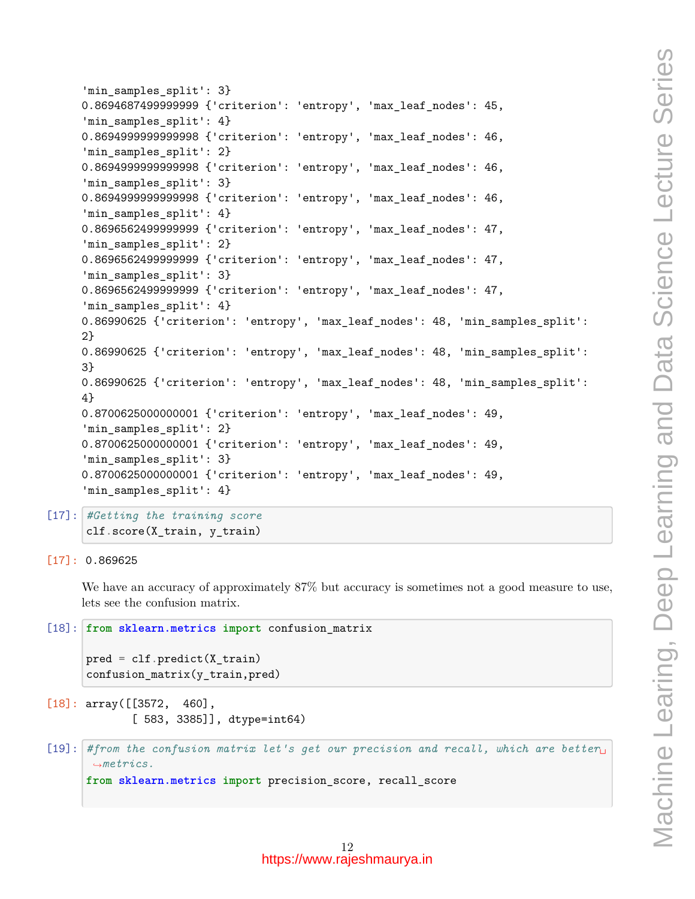```
'min_samples_split': 3}
0.8694687499999999 {'criterion': 'entropy', 'max_leaf_nodes': 45,
'min_samples_split': 4}
0.8694999999999998 {'criterion': 'entropy', 'max_leaf_nodes': 46,
'min_samples_split': 2}
0.8694999999999998 {'criterion': 'entropy', 'max_leaf_nodes': 46,
'min_samples_split': 3}
0.8694999999999998 {'criterion': 'entropy', 'max_leaf_nodes': 46,
'min_samples_split': 4}
0.8696562499999999 {'criterion': 'entropy', 'max_leaf_nodes': 47,
'min_samples_split': 2}
0.8696562499999999 {'criterion': 'entropy', 'max_leaf_nodes': 47,
'min_samples_split': 3}
0.8696562499999999 {'criterion': 'entropy', 'max_leaf_nodes': 47,
'min_samples_split': 4}
0.86990625 {'criterion': 'entropy', 'max_leaf_nodes': 48, 'min_samples_split':
2}
0.86990625 {'criterion': 'entropy', 'max_leaf_nodes': 48, 'min_samples_split':
3}
0.86990625 {'criterion': 'entropy', 'max_leaf_nodes': 48, 'min_samples_split':
4}
0.8700625000000001 {'criterion': 'entropy', 'max_leaf_nodes': 49,
'min_samples_split': 2}
0.8700625000000001 {'criterion': 'entropy', 'max_leaf_nodes': 49,
'min_samples_split': 3}
0.8700625000000001 {'criterion': 'entropy', 'max_leaf_nodes': 49,
'min_samples_split': 4}
```

[17]:
```python
#Getting the training score
clf.score(X_train, y_train)
```

[17]:
```
0.869625
```

We have an accuracy of approximately 87% but accuracy is sometimes not a good measure to use, lets see the confusion matrix.

[18]:
```python
from sklearn.metrics import confusion_matrix

pred = clf.predict(X_train)
confusion_matrix(y_train,pred)
```

[18]:
```
array([[3572,  460],
       [ 583, 3385]], dtype=int64)
```

[19]:
```python
#from the confusion matrix let's get our precision and recall, which are better␣
↪metrics.
from sklearn.metrics import precision_score, recall_score
```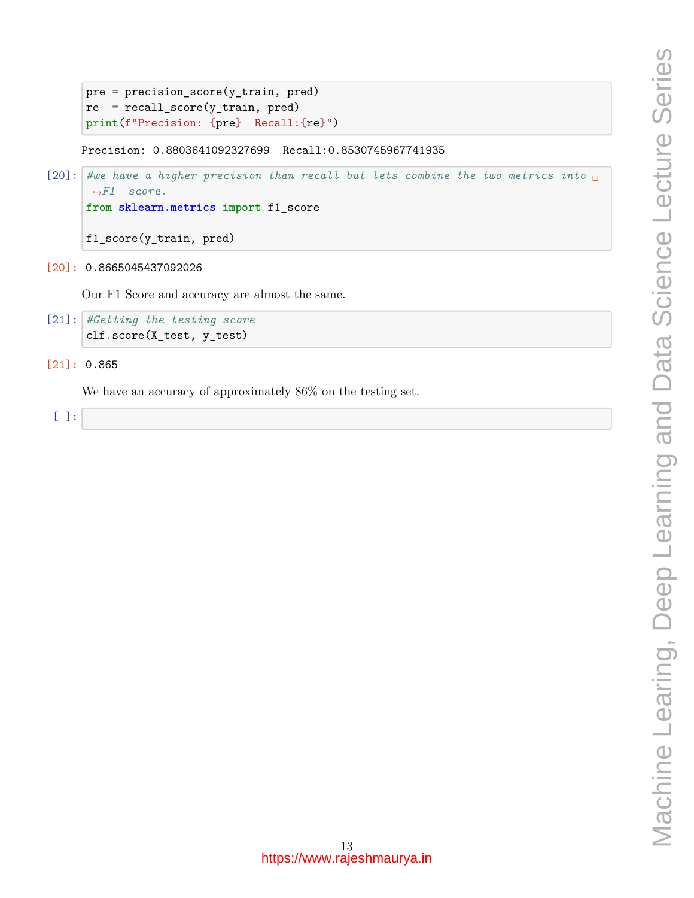```python
pre = precision_score(y_train, pred)
re  = recall_score(y_train, pred)
print(f"Precision: {pre}  Recall:{re}")
```

```
Precision: 0.8803641092327699  Recall:0.8530745967741935
```

[20]:

```python
#we have a higher precision than recall but lets combine the two metrics into F1  score.
from sklearn.metrics import f1_score

f1_score(y_train, pred)
```

[20]:

```
0.8665045437092026
```

Our F1 Score and accuracy are almost the same.

[21]:

```python
#Getting the testing score
clf.score(X_test, y_test)
```

[21]:

```
0.865
```

We have an accuracy of approximately 86% on the testing set.

[ ]:

```python

```